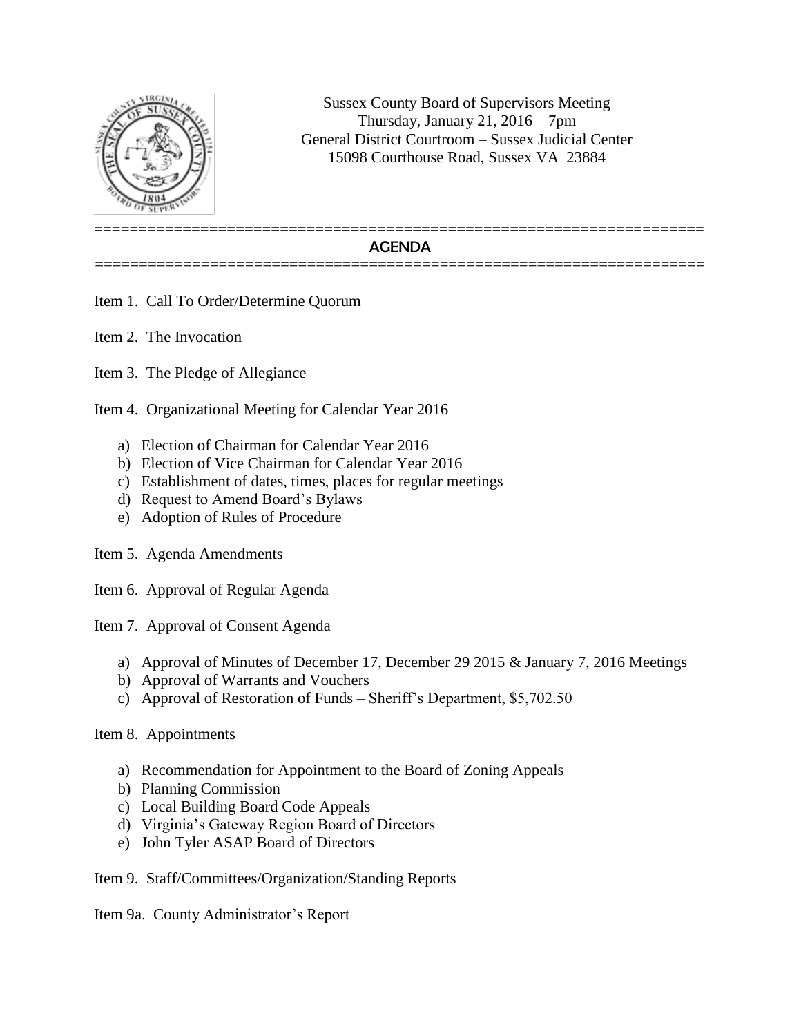Sussex County Board of Supervisors Meeting
Thursday, January 21, 2016 – 7pm
General District Courtroom – Sussex Judicial Center
15098 Courthouse Road, Sussex VA 23884

# AGENDA

Item 1. Call To Order/Determine Quorum

Item 2. The Invocation

Item 3. The Pledge of Allegiance

Item 4. Organizational Meeting for Calendar Year 2016

a) Election of Chairman for Calendar Year 2016
b) Election of Vice Chairman for Calendar Year 2016
c) Establishment of dates, times, places for regular meetings
d) Request to Amend Board's Bylaws
e) Adoption of Rules of Procedure

Item 5. Agenda Amendments

Item 6. Approval of Regular Agenda

Item 7. Approval of Consent Agenda

a) Approval of Minutes of December 17, December 29 2015 & January 7, 2016 Meetings
b) Approval of Warrants and Vouchers
c) Approval of Restoration of Funds – Sheriff's Department, $5,702.50

Item 8. Appointments

a) Recommendation for Appointment to the Board of Zoning Appeals
b) Planning Commission
c) Local Building Board Code Appeals
d) Virginia's Gateway Region Board of Directors
e) John Tyler ASAP Board of Directors

Item 9. Staff/Committees/Organization/Standing Reports

Item 9a. County Administrator's Report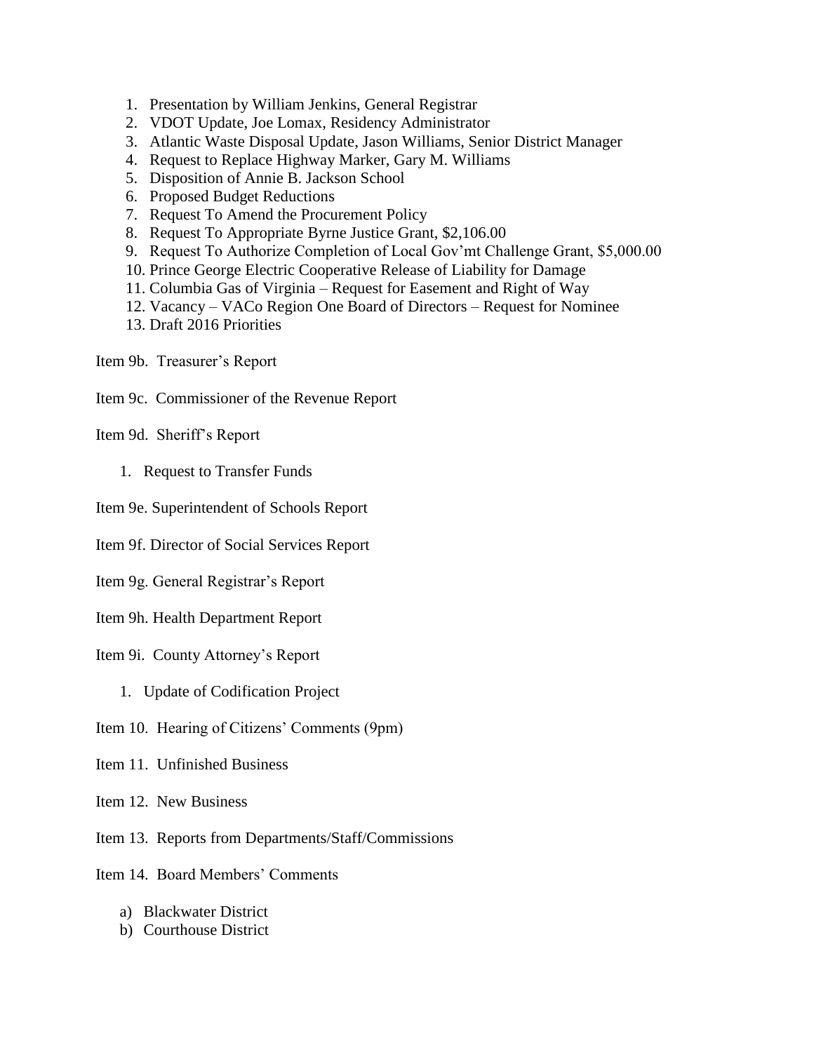1. Presentation by William Jenkins, General Registrar
2. VDOT Update, Joe Lomax, Residency Administrator
3. Atlantic Waste Disposal Update, Jason Williams, Senior District Manager
4. Request to Replace Highway Marker, Gary M. Williams
5. Disposition of Annie B. Jackson School
6. Proposed Budget Reductions
7. Request To Amend the Procurement Policy
8. Request To Appropriate Byrne Justice Grant, $2,106.00
9. Request To Authorize Completion of Local Gov'mt Challenge Grant, $5,000.00
10. Prince George Electric Cooperative Release of Liability for Damage
11. Columbia Gas of Virginia – Request for Easement and Right of Way
12. Vacancy – VACo Region One Board of Directors – Request for Nominee
13. Draft 2016 Priorities

Item 9b. Treasurer's Report

Item 9c. Commissioner of the Revenue Report

Item 9d. Sheriff's Report

1. Request to Transfer Funds

Item 9e. Superintendent of Schools Report

Item 9f. Director of Social Services Report

Item 9g. General Registrar's Report

Item 9h. Health Department Report

Item 9i. County Attorney's Report

1. Update of Codification Project

Item 10. Hearing of Citizens' Comments (9pm)

Item 11. Unfinished Business

Item 12. New Business

Item 13. Reports from Departments/Staff/Commissions

Item 14. Board Members' Comments

a) Blackwater District
b) Courthouse District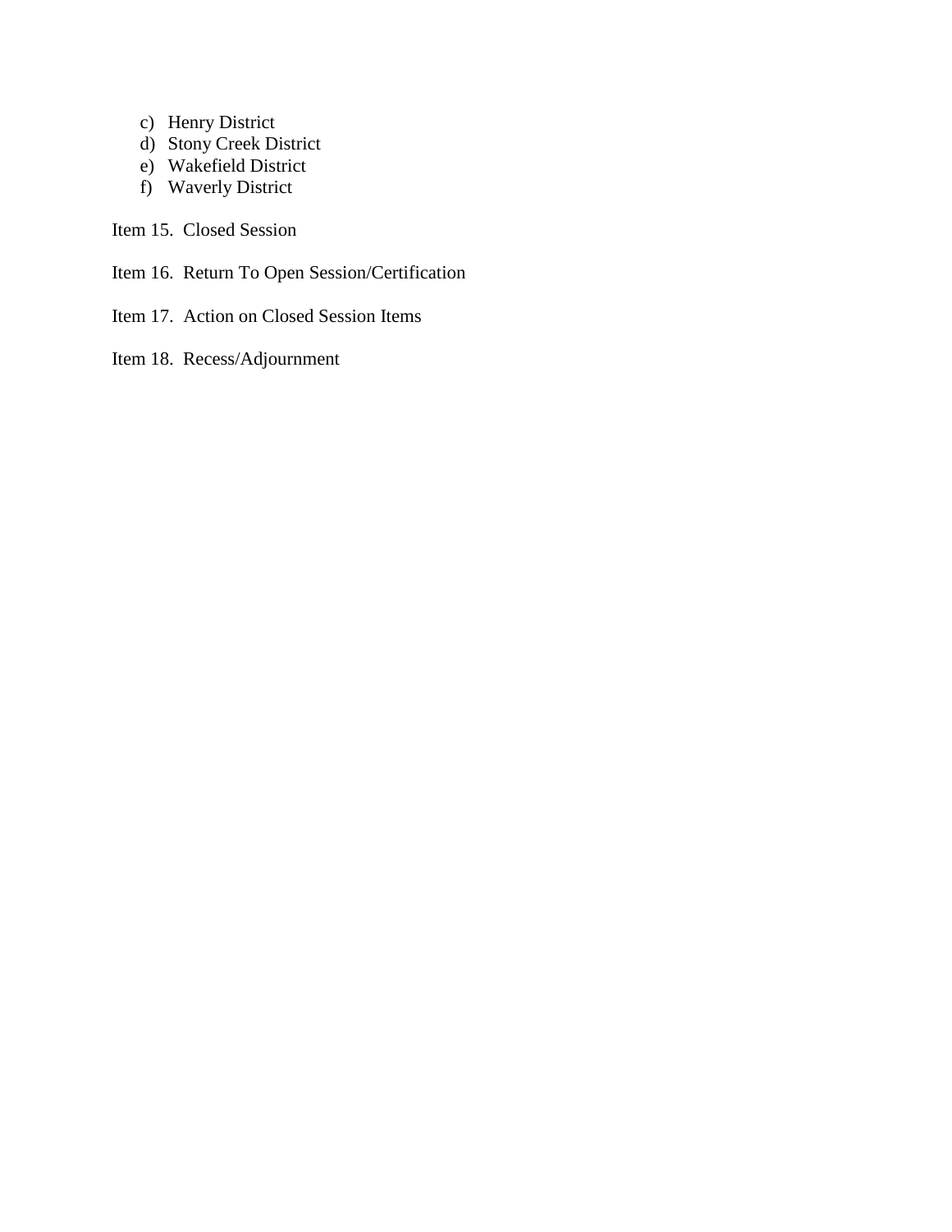c) Henry District
d) Stony Creek District
e) Wakefield District
f) Waverly District

Item 15. Closed Session

Item 16. Return To Open Session/Certification

Item 17. Action on Closed Session Items

Item 18. Recess/Adjournment